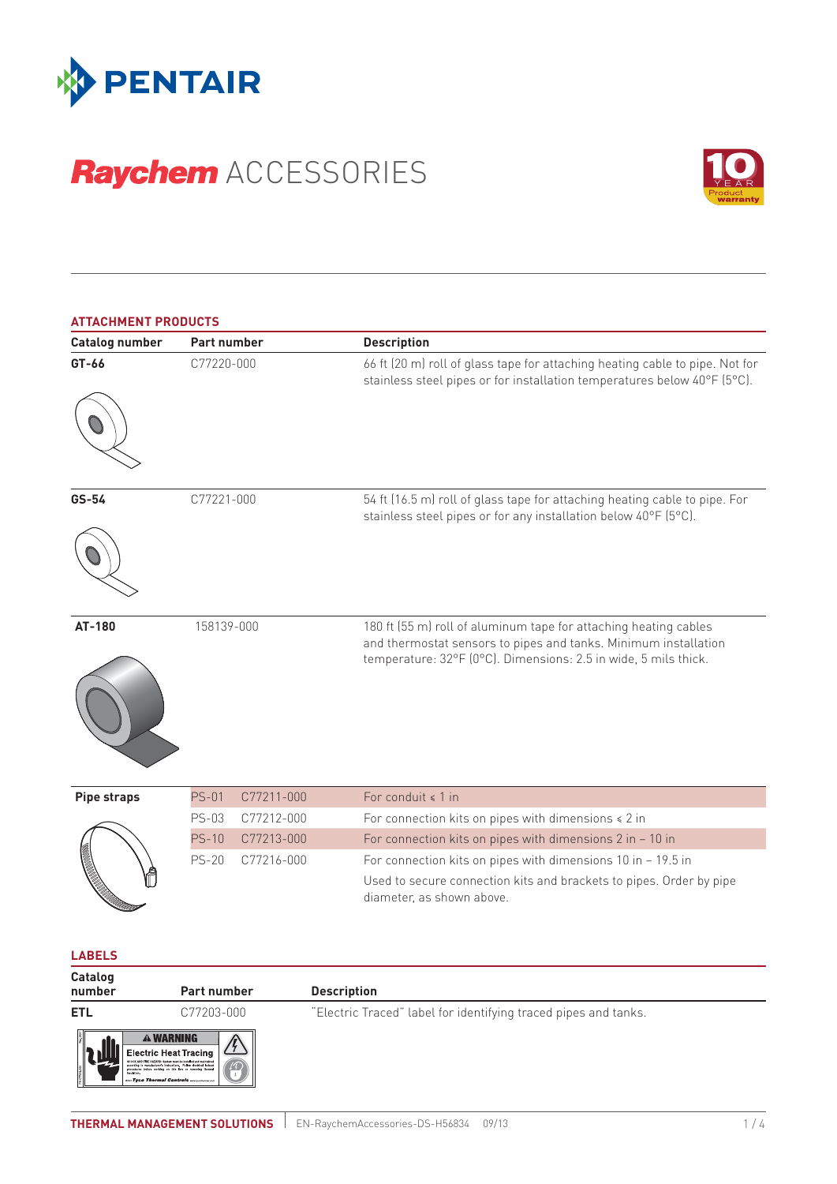# Raychem ACCESSORIES

## ATTACHMENT PRODUCTS

| Catalog number | Part number | Description |
|---|---|---|
| GT-66 | C77220-000 | 66 ft (20 m) roll of glass tape for attaching heating cable to pipe. Not for stainless steel pipes or for installation temperatures below 40°F (5°C). |
| GS-54 | C77221-000 | 54 ft (16.5 m) roll of glass tape for attaching heating cable to pipe. For stainless steel pipes or for any installation below 40°F (5°C). |
| AT-180 | 158139-000 | 180 ft (55 m) roll of aluminum tape for attaching heating cables and thermostat sensors to pipes and tanks. Minimum installation temperature: 32°F (0°C). Dimensions: 2.5 in wide, 5 mils thick. |

| Pipe straps | | | |
|---|---|---|---|
| | PS-01 | C77211-000 | For conduit ≤ 1 in |
| | PS-03 | C77212-000 | For connection kits on pipes with dimensions ≤ 2 in |
| | PS-10 | C77213-000 | For connection kits on pipes with dimensions 2 in – 10 in |
| | PS-20 | C77216-000 | For connection kits on pipes with dimensions 10 in – 19.5 in |
| | | | Used to secure connection kits and brackets to pipes. Order by pipe diameter, as shown above. |

## LABELS

| Catalog number | Part number | Description |
|---|---|---|
| ETL | C77203-000 | "Electric Traced" label for identifying traced pipes and tanks. |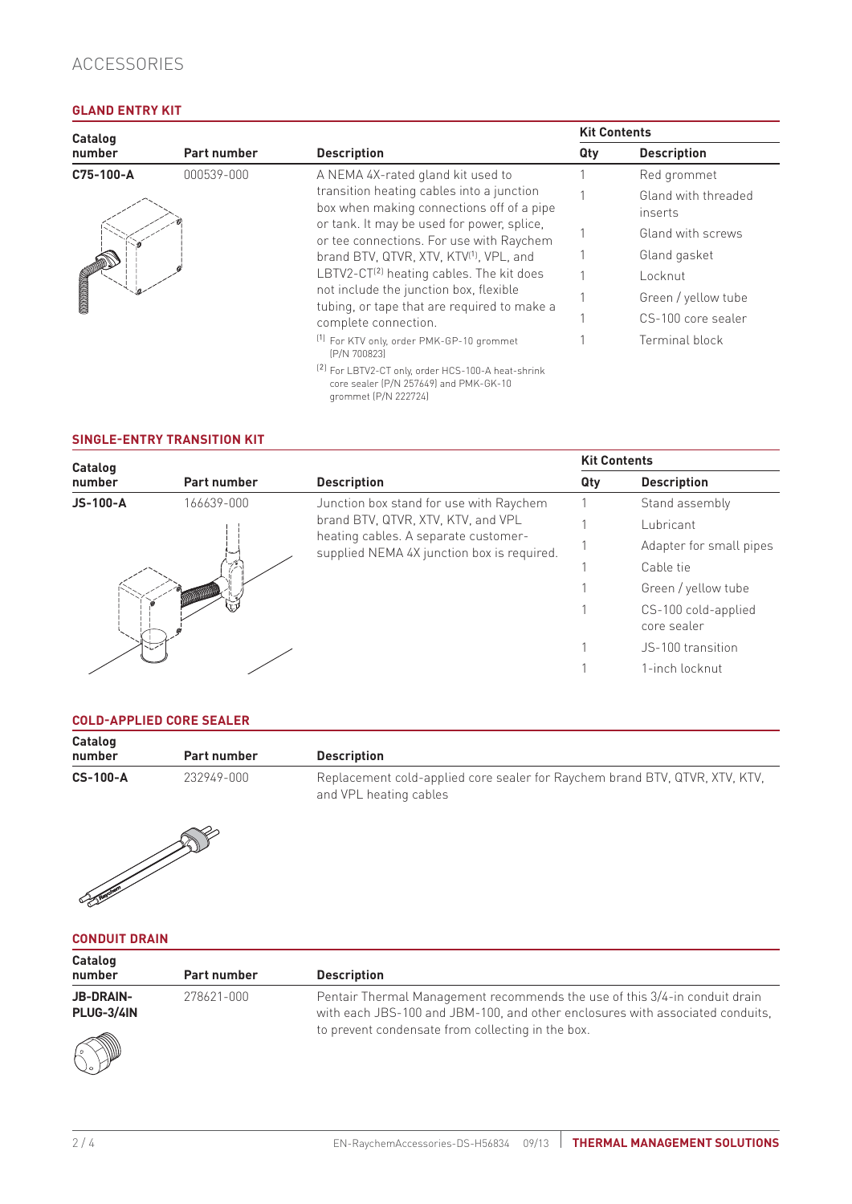# ACCESSORIES

## GLAND ENTRY KIT

| Catalog number | Part number | Description | Kit Contents | |
|---|---|---|---|---|
| | | | **Qty** | **Description** |
| **C75-100-A** | 000539-000 | A NEMA 4X-rated gland kit used to transition heating cables into a junction box when making connections off of a pipe or tank. It may be used for power, splice, or tee connections. For use with Raychem brand BTV, QTVR, XTV, KTV[1], VPL, and LBTV2-CT[2] heating cables. The kit does not include the junction box, flexible tubing, or tape that are required to make a complete connection. | 1 | Red grommet |
| | | | 1 | Gland with threaded inserts |
| | | | 1 | Gland with screws |
| | | | 1 | Gland gasket |
| | | | 1 | Locknut |
| | | | 1 | Green / yellow tube |
| | | | 1 | CS-100 core sealer |
| | | | 1 | Terminal block |

[1] For KTV only, order PMK-GP-10 grommet (P/N 700823)

[2] For LBTV2-CT only, order HCS-100-A heat-shrink core sealer (P/N 257649) and PMK-GK-10 grommet (P/N 222724)

## SINGLE-ENTRY TRANSITION KIT

| Catalog number | Part number | Description | Kit Contents | |
|---|---|---|---|---|
| | | | **Qty** | **Description** |
| **JS-100-A** | 166639-000 | Junction box stand for use with Raychem brand BTV, QTVR, XTV, KTV, and VPL heating cables. A separate customer-supplied NEMA 4X junction box is required. | 1 | Stand assembly |
| | | | 1 | Lubricant |
| | | | 1 | Adapter for small pipes |
| | | | 1 | Cable tie |
| | | | 1 | Green / yellow tube |
| | | | 1 | CS-100 cold-applied core sealer |
| | | | 1 | JS-100 transition |
| | | | 1 | 1-inch locknut |

## COLD-APPLIED CORE SEALER

| Catalog number | Part number | Description |
|---|---|---|
| **CS-100-A** | 232949-000 | Replacement cold-applied core sealer for Raychem brand BTV, QTVR, XTV, KTV, and VPL heating cables |

## CONDUIT DRAIN

| Catalog number | Part number | Description |
|---|---|---|
| **JB-DRAIN-PLUG-3/4IN** | 278621-000 | Pentair Thermal Management recommends the use of this 3/4-in conduit drain with each JBS-100 and JBM-100, and other enclosures with associated conduits, to prevent condensate from collecting in the box. |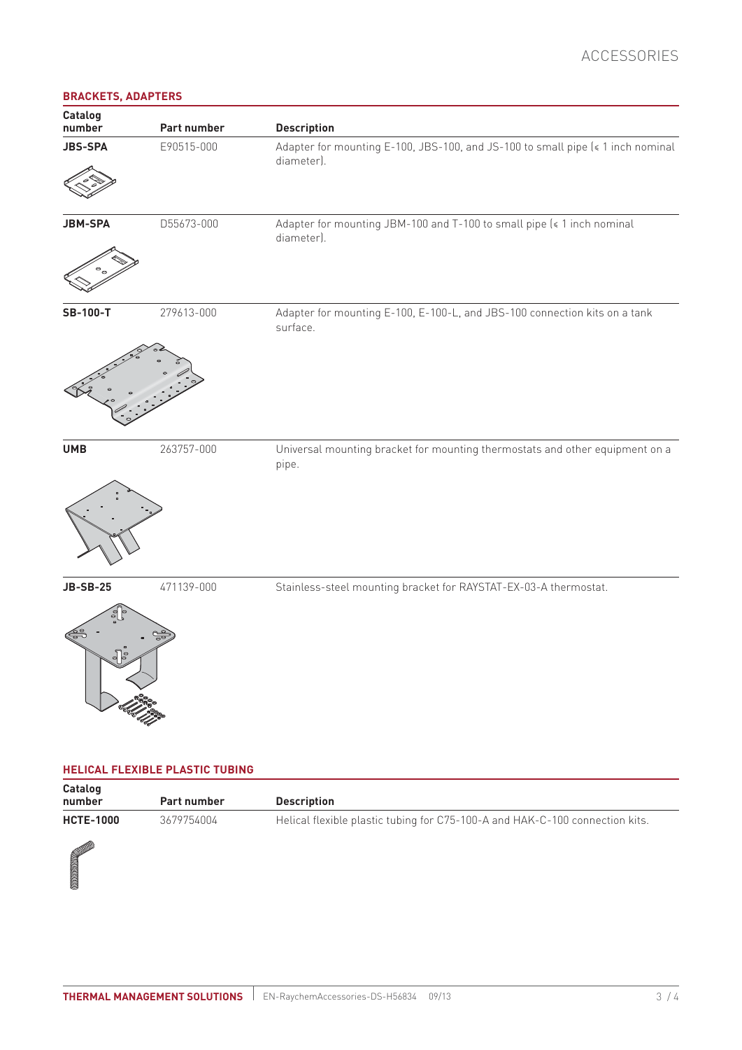## BRACKETS, ADAPTERS

| Catalog number | Part number | Description |
|---|---|---|
| **JBS-SPA** | E90515-000 | Adapter for mounting E-100, JBS-100, and JS-100 to small pipe (≤ 1 inch nominal diameter). |
| **JBM-SPA** | D55673-000 | Adapter for mounting JBM-100 and T-100 to small pipe (≤ 1 inch nominal diameter). |
| **SB-100-T** | 279613-000 | Adapter for mounting E-100, E-100-L, and JBS-100 connection kits on a tank surface. |
| **UMB** | 263757-000 | Universal mounting bracket for mounting thermostats and other equipment on a pipe. |
| **JB-SB-25** | 471139-000 | Stainless-steel mounting bracket for RAYSTAT-EX-03-A thermostat. |

## HELICAL FLEXIBLE PLASTIC TUBING

| Catalog number | Part number | Description |
|---|---|---|
| **HCTE-1000** | 3679754004 | Helical flexible plastic tubing for C75-100-A and HAK-C-100 connection kits. |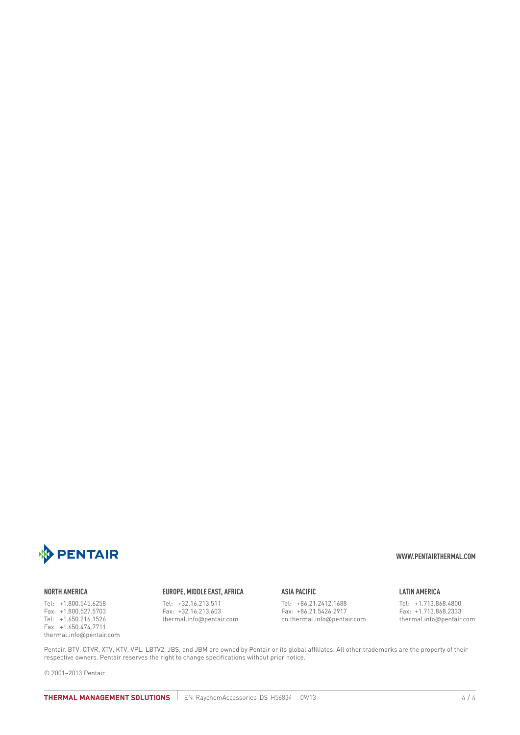PENTAIR

WWW.PENTAIRTHERMAL.COM

**NORTH AMERICA**

Tel: +1.800.545.6258
Fax: +1.800.527.5703
Tel: +1.650.216.1526
Fax: +1.650.474.7711
thermal.info@pentair.com

**EUROPE, MIDDLE EAST, AFRICA**

Tel: +32.16.213.511
Fax: +32.16.213.603
thermal.info@pentair.com

**ASIA PACIFIC**

Tel: +86.21.2412.1688
Fax: +86.21.5426.2917
cn.thermal.info@pentair.com

**LATIN AMERICA**

Tel: +1.713.868.4800
Fax: +1.713.868.2333
thermal.info@pentair.com

Pentair, BTV, QTVR, XTV, KTV, VPL, LBTV2, JBS, and JBM are owned by Pentair or its global affiliates. All other trademarks are the property of their respective owners. Pentair reserves the right to change specifications without prior notice.

© 2001–2013 Pentair.

**THERMAL MANAGEMENT SOLUTIONS** | EN-RaychemAccessories-DS-H56834 09/13